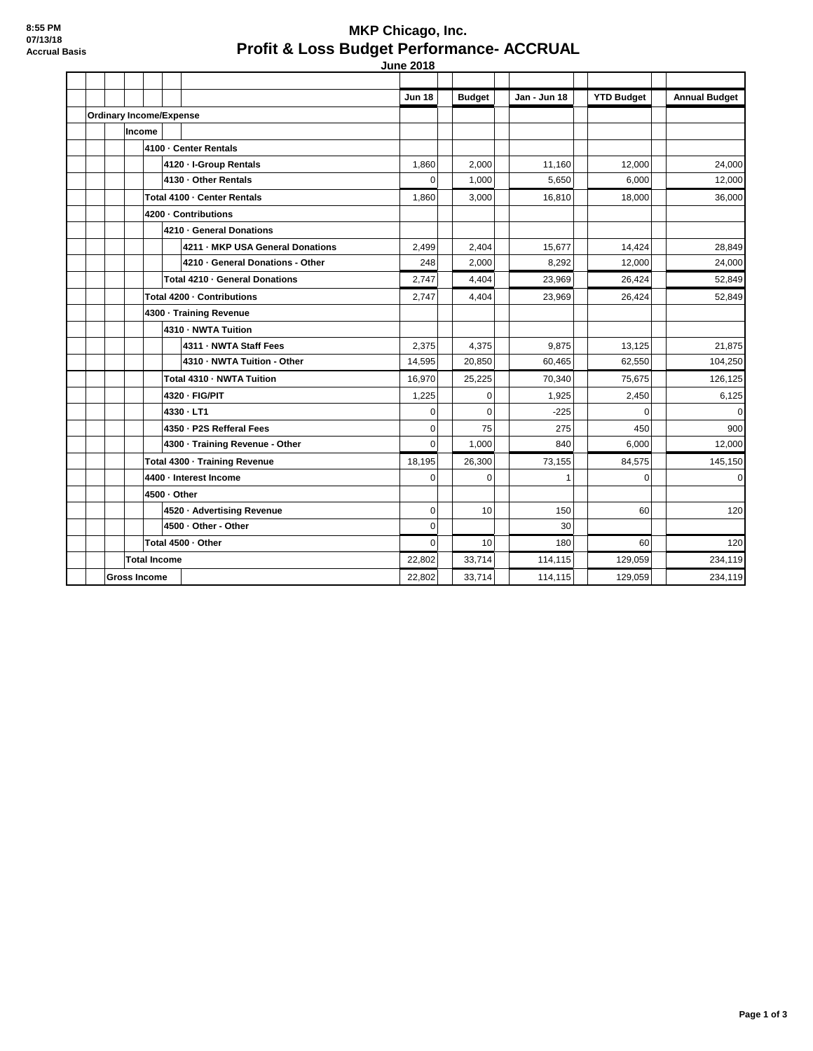8:55 PM
07/13/18
Accrual Basis

# MKP Chicago, Inc.
## Profit & Loss Budget Performance- ACCRUAL
### June 2018

| | Jun 18 | Budget | Jan - Jun 18 | YTD Budget | Annual Budget |
|---|---|---|---|---|---|
| **Ordinary Income/Expense** | | | | | |
| **Income** | | | | | |
| **4100 · Center Rentals** | | | | | |
| **4120 · I-Group Rentals** | 1,860 | 2,000 | 11,160 | 12,000 | 24,000 |
| **4130 · Other Rentals** | 0 | 1,000 | 5,650 | 6,000 | 12,000 |
| **Total 4100 · Center Rentals** | 1,860 | 3,000 | 16,810 | 18,000 | 36,000 |
| **4200 · Contributions** | | | | | |
| **4210 · General Donations** | | | | | |
| **4211 · MKP USA General Donations** | 2,499 | 2,404 | 15,677 | 14,424 | 28,849 |
| **4210 · General Donations - Other** | 248 | 2,000 | 8,292 | 12,000 | 24,000 |
| **Total 4210 · General Donations** | 2,747 | 4,404 | 23,969 | 26,424 | 52,849 |
| **Total 4200 · Contributions** | 2,747 | 4,404 | 23,969 | 26,424 | 52,849 |
| **4300 · Training Revenue** | | | | | |
| **4310 · NWTA Tuition** | | | | | |
| **4311 · NWTA Staff Fees** | 2,375 | 4,375 | 9,875 | 13,125 | 21,875 |
| **4310 · NWTA Tuition - Other** | 14,595 | 20,850 | 60,465 | 62,550 | 104,250 |
| **Total 4310 · NWTA Tuition** | 16,970 | 25,225 | 70,340 | 75,675 | 126,125 |
| **4320 · FIG/PIT** | 1,225 | 0 | 1,925 | 2,450 | 6,125 |
| **4330 · LT1** | 0 | 0 | -225 | 0 | 0 |
| **4350 · P2S Refferal Fees** | 0 | 75 | 275 | 450 | 900 |
| **4300 · Training Revenue - Other** | 0 | 1,000 | 840 | 6,000 | 12,000 |
| **Total 4300 · Training Revenue** | 18,195 | 26,300 | 73,155 | 84,575 | 145,150 |
| **4400 · Interest Income** | 0 | 0 | 1 | 0 | 0 |
| **4500 · Other** | | | | | |
| **4520 · Advertising Revenue** | 0 | 10 | 150 | 60 | 120 |
| **4500 · Other - Other** | 0 | | 30 | | |
| **Total 4500 · Other** | 0 | 10 | 180 | 60 | 120 |
| **Total Income** | 22,802 | 33,714 | 114,115 | 129,059 | 234,119 |
| **Gross Income** | 22,802 | 33,714 | 114,115 | 129,059 | 234,119 |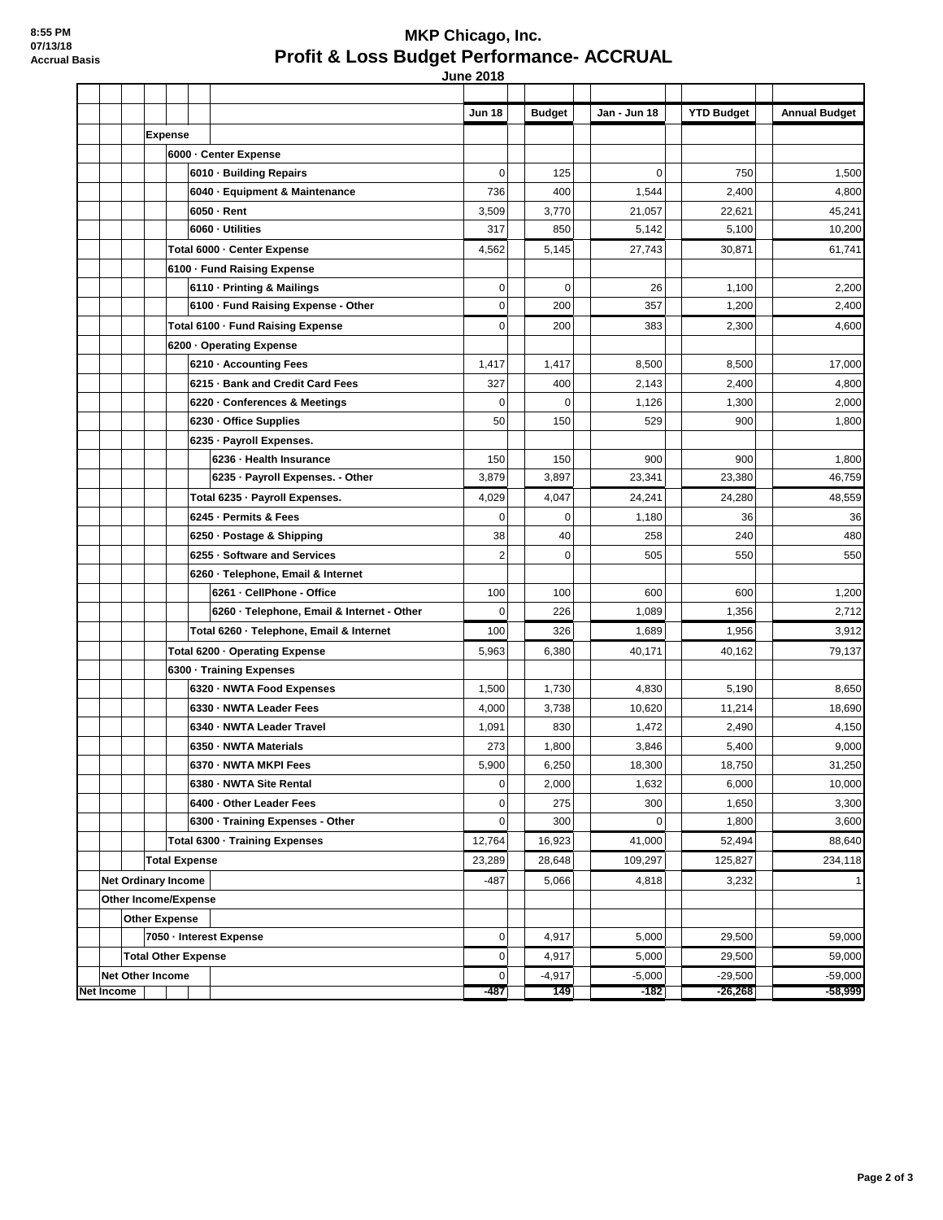# MKP Chicago, Inc.

## Profit & Loss Budget Performance- ACCRUAL

**June 2018**

8:55 PM
07/13/18
Accrual Basis

| | Jun 18 | Budget | Jan - Jun 18 | YTD Budget | Annual Budget |
|---|---|---|---|---|---|
| **Expense** | | | | | |
| **6000 · Center Expense** | | | | | |
| **6010 · Building Repairs** | 0 | 125 | 0 | 750 | 1,500 |
| **6040 · Equipment & Maintenance** | 736 | 400 | 1,544 | 2,400 | 4,800 |
| **6050 · Rent** | 3,509 | 3,770 | 21,057 | 22,621 | 45,241 |
| **6060 · Utilities** | 317 | 850 | 5,142 | 5,100 | 10,200 |
| **Total 6000 · Center Expense** | 4,562 | 5,145 | 27,743 | 30,871 | 61,741 |
| **6100 · Fund Raising Expense** | | | | | |
| **6110 · Printing & Mailings** | 0 | 0 | 26 | 1,100 | 2,200 |
| **6100 · Fund Raising Expense - Other** | 0 | 200 | 357 | 1,200 | 2,400 |
| **Total 6100 · Fund Raising Expense** | 0 | 200 | 383 | 2,300 | 4,600 |
| **6200 · Operating Expense** | | | | | |
| **6210 · Accounting Fees** | 1,417 | 1,417 | 8,500 | 8,500 | 17,000 |
| **6215 · Bank and Credit Card Fees** | 327 | 400 | 2,143 | 2,400 | 4,800 |
| **6220 · Conferences & Meetings** | 0 | 0 | 1,126 | 1,300 | 2,000 |
| **6230 · Office Supplies** | 50 | 150 | 529 | 900 | 1,800 |
| **6235 · Payroll Expenses.** | | | | | |
| **6236 · Health Insurance** | 150 | 150 | 900 | 900 | 1,800 |
| **6235 · Payroll Expenses. - Other** | 3,879 | 3,897 | 23,341 | 23,380 | 46,759 |
| **Total 6235 · Payroll Expenses.** | 4,029 | 4,047 | 24,241 | 24,280 | 48,559 |
| **6245 · Permits & Fees** | 0 | 0 | 1,180 | 36 | 36 |
| **6250 · Postage & Shipping** | 38 | 40 | 258 | 240 | 480 |
| **6255 · Software and Services** | 2 | 0 | 505 | 550 | 550 |
| **6260 · Telephone, Email & Internet** | | | | | |
| **6261 · CellPhone - Office** | 100 | 100 | 600 | 600 | 1,200 |
| **6260 · Telephone, Email & Internet - Other** | 0 | 226 | 1,089 | 1,356 | 2,712 |
| **Total 6260 · Telephone, Email & Internet** | 100 | 326 | 1,689 | 1,956 | 3,912 |
| **Total 6200 · Operating Expense** | 5,963 | 6,380 | 40,171 | 40,162 | 79,137 |
| **6300 · Training Expenses** | | | | | |
| **6320 · NWTA Food Expenses** | 1,500 | 1,730 | 4,830 | 5,190 | 8,650 |
| **6330 · NWTA Leader Fees** | 4,000 | 3,738 | 10,620 | 11,214 | 18,690 |
| **6340 · NWTA Leader Travel** | 1,091 | 830 | 1,472 | 2,490 | 4,150 |
| **6350 · NWTA Materials** | 273 | 1,800 | 3,846 | 5,400 | 9,000 |
| **6370 · NWTA MKPI Fees** | 5,900 | 6,250 | 18,300 | 18,750 | 31,250 |
| **6380 · NWTA Site Rental** | 0 | 2,000 | 1,632 | 6,000 | 10,000 |
| **6400 · Other Leader Fees** | 0 | 275 | 300 | 1,650 | 3,300 |
| **6300 · Training Expenses - Other** | 0 | 300 | 0 | 1,800 | 3,600 |
| **Total 6300 · Training Expenses** | 12,764 | 16,923 | 41,000 | 52,494 | 88,640 |
| **Total Expense** | 23,289 | 28,648 | 109,297 | 125,827 | 234,118 |
| **Net Ordinary Income** | -487 | 5,066 | 4,818 | 3,232 | 1 |
| **Other Income/Expense** | | | | | |
| **Other Expense** | | | | | |
| **7050 · Interest Expense** | 0 | 4,917 | 5,000 | 29,500 | 59,000 |
| **Total Other Expense** | 0 | 4,917 | 5,000 | 29,500 | 59,000 |
| **Net Other Income** | 0 | -4,917 | -5,000 | -29,500 | -59,000 |
| **Net Income** | -487 | 149 | -182 | -26,268 | -58,999 |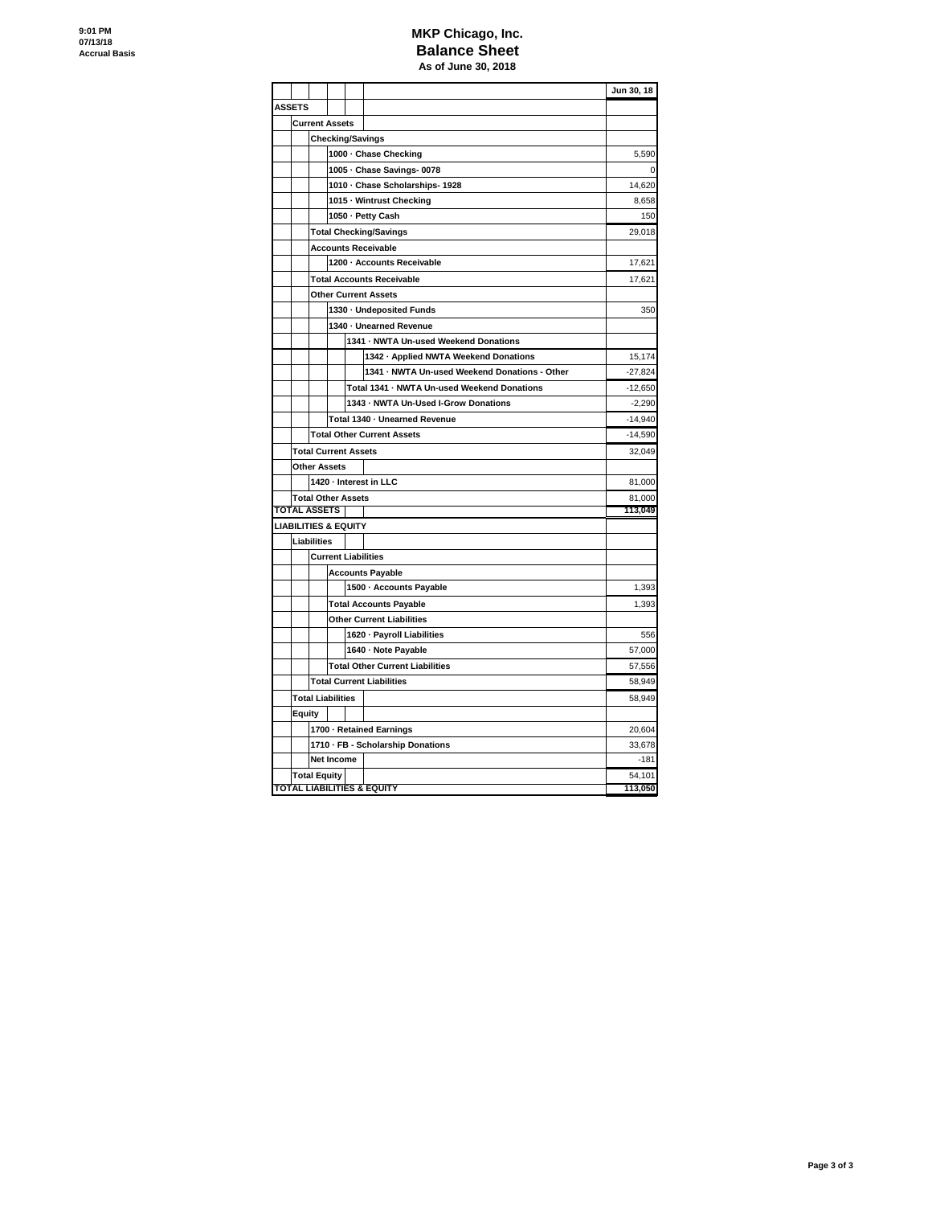9:01 PM
07/13/18
Accrual Basis

# MKP Chicago, Inc.
## Balance Sheet
### As of June 30, 2018

| | Jun 30, 18 |
|---|---|
| **ASSETS** | |
| **Current Assets** | |
| **Checking/Savings** | |
| 1000 · Chase Checking | 5,590 |
| 1005 · Chase Savings- 0078 | 0 |
| 1010 · Chase Scholarships- 1928 | 14,620 |
| 1015 · Wintrust Checking | 8,658 |
| 1050 · Petty Cash | 150 |
| **Total Checking/Savings** | 29,018 |
| **Accounts Receivable** | |
| 1200 · Accounts Receivable | 17,621 |
| **Total Accounts Receivable** | 17,621 |
| **Other Current Assets** | |
| 1330 · Undeposited Funds | 350 |
| 1340 · Unearned Revenue | |
| 1341 · NWTA Un-used Weekend Donations | |
| 1342 · Applied NWTA Weekend Donations | 15,174 |
| 1341 · NWTA Un-used Weekend Donations - Other | -27,824 |
| Total 1341 · NWTA Un-used Weekend Donations | -12,650 |
| 1343 · NWTA Un-Used I-Grow Donations | -2,290 |
| Total 1340 · Unearned Revenue | -14,940 |
| **Total Other Current Assets** | -14,590 |
| **Total Current Assets** | 32,049 |
| **Other Assets** | |
| 1420 · Interest in LLC | 81,000 |
| **Total Other Assets** | 81,000 |
| **TOTAL ASSETS** | **113,049** |
| **LIABILITIES & EQUITY** | |
| **Liabilities** | |
| **Current Liabilities** | |
| **Accounts Payable** | |
| 1500 · Accounts Payable | 1,393 |
| **Total Accounts Payable** | 1,393 |
| **Other Current Liabilities** | |
| 1620 · Payroll Liabilities | 556 |
| 1640 · Note Payable | 57,000 |
| **Total Other Current Liabilities** | 57,556 |
| **Total Current Liabilities** | 58,949 |
| **Total Liabilities** | 58,949 |
| **Equity** | |
| 1700 · Retained Earnings | 20,604 |
| 1710 · FB - Scholarship Donations | 33,678 |
| Net Income | -181 |
| **Total Equity** | 54,101 |
| **TOTAL LIABILITIES & EQUITY** | **113,050** |